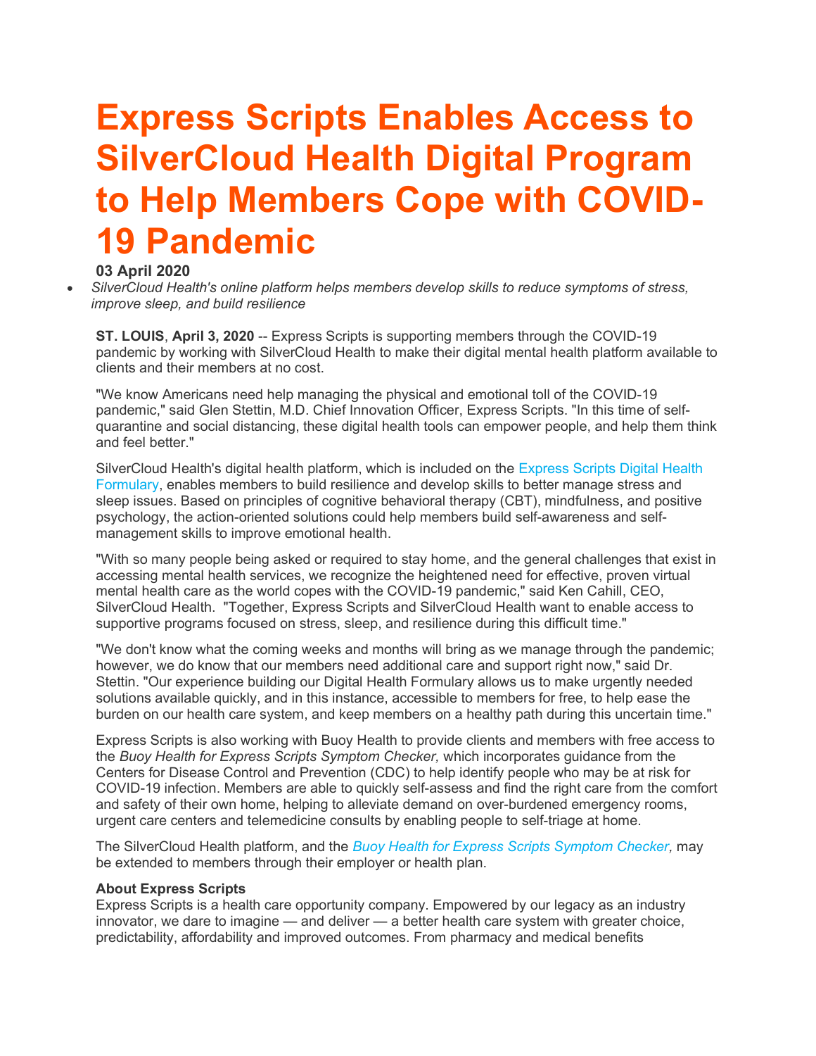# Express Scripts Enables Access to SilverCloud Health Digital Program to Help Members Cope with COVID-19 Pandemic

**03 April 2020**

- *SilverCloud Health's online platform helps members develop skills to reduce symptoms of stress, improve sleep, and build resilience*

**ST. LOUIS**, **April 3, 2020** -- Express Scripts is supporting members through the COVID-19 pandemic by working with SilverCloud Health to make their digital mental health platform available to clients and their members at no cost.

"We know Americans need help managing the physical and emotional toll of the COVID-19 pandemic," said Glen Stettin, M.D. Chief Innovation Officer, Express Scripts. "In this time of self-quarantine and social distancing, these digital health tools can empower people, and help them think and feel better."

SilverCloud Health's digital health platform, which is included on the Express Scripts Digital Health Formulary, enables members to build resilience and develop skills to better manage stress and sleep issues. Based on principles of cognitive behavioral therapy (CBT), mindfulness, and positive psychology, the action-oriented solutions could help members build self-awareness and self-management skills to improve emotional health.

"With so many people being asked or required to stay home, and the general challenges that exist in accessing mental health services, we recognize the heightened need for effective, proven virtual mental health care as the world copes with the COVID-19 pandemic," said Ken Cahill, CEO, SilverCloud Health. "Together, Express Scripts and SilverCloud Health want to enable access to supportive programs focused on stress, sleep, and resilience during this difficult time."

"We don't know what the coming weeks and months will bring as we manage through the pandemic; however, we do know that our members need additional care and support right now," said Dr. Stettin. "Our experience building our Digital Health Formulary allows us to make urgently needed solutions available quickly, and in this instance, accessible to members for free, to help ease the burden on our health care system, and keep members on a healthy path during this uncertain time."

Express Scripts is also working with Buoy Health to provide clients and members with free access to the *Buoy Health for Express Scripts Symptom Checker,* which incorporates guidance from the Centers for Disease Control and Prevention (CDC) to help identify people who may be at risk for COVID-19 infection. Members are able to quickly self-assess and find the right care from the comfort and safety of their own home, helping to alleviate demand on over-burdened emergency rooms, urgent care centers and telemedicine consults by enabling people to self-triage at home.

The SilverCloud Health platform, and the *Buoy Health for Express Scripts Symptom Checker,* may be extended to members through their employer or health plan.

**About Express Scripts**

Express Scripts is a health care opportunity company. Empowered by our legacy as an industry innovator, we dare to imagine — and deliver — a better health care system with greater choice, predictability, affordability and improved outcomes. From pharmacy and medical benefits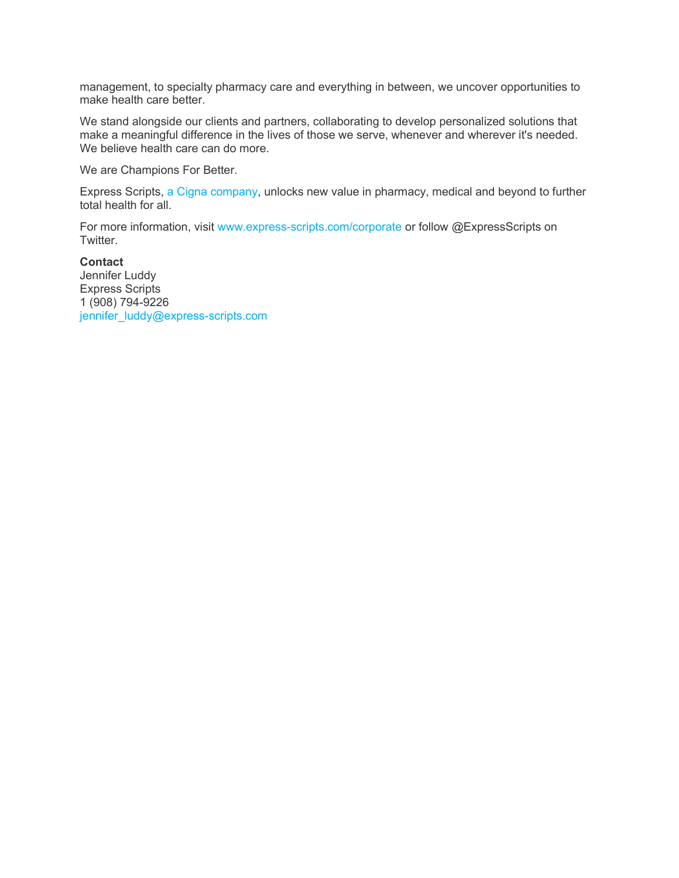management, to specialty pharmacy care and everything in between, we uncover opportunities to make health care better.

We stand alongside our clients and partners, collaborating to develop personalized solutions that make a meaningful difference in the lives of those we serve, whenever and wherever it's needed. We believe health care can do more.

We are Champions For Better.

Express Scripts, a Cigna company, unlocks new value in pharmacy, medical and beyond to further total health for all.

For more information, visit www.express-scripts.com/corporate or follow @ExpressScripts on Twitter.

**Contact**
Jennifer Luddy
Express Scripts
1 (908) 794-9226
jennifer_luddy@express-scripts.com